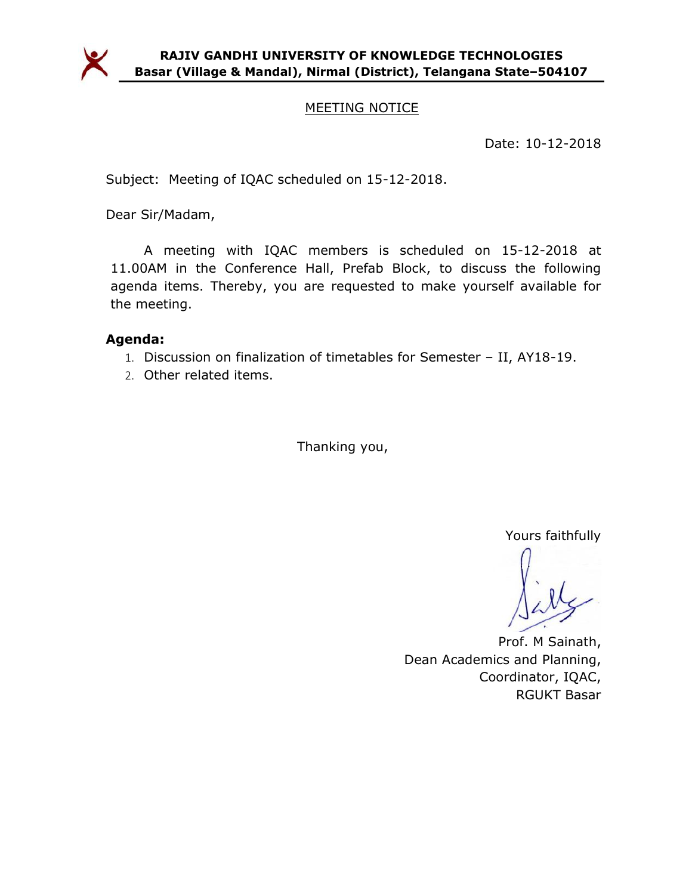**RAJIV GANDHI UNIVERSITY OF KNOWLEDGE TECHNOLOGIES**
**Basar (Village & Mandal), Nirmal (District), Telangana State–504107**

MEETING NOTICE

Date: 10-12-2018

Subject: Meeting of IQAC scheduled on 15-12-2018.

Dear Sir/Madam,

A meeting with IQAC members is scheduled on 15-12-2018 at 11.00AM in the Conference Hall, Prefab Block, to discuss the following agenda items. Thereby, you are requested to make yourself available for the meeting.

**Agenda:**

1. Discussion on finalization of timetables for Semester – II, AY18-19.
2. Other related items.

Thanking you,

Yours faithfully

Prof. M Sainath,
Dean Academics and Planning,
Coordinator, IQAC,
RGUKT Basar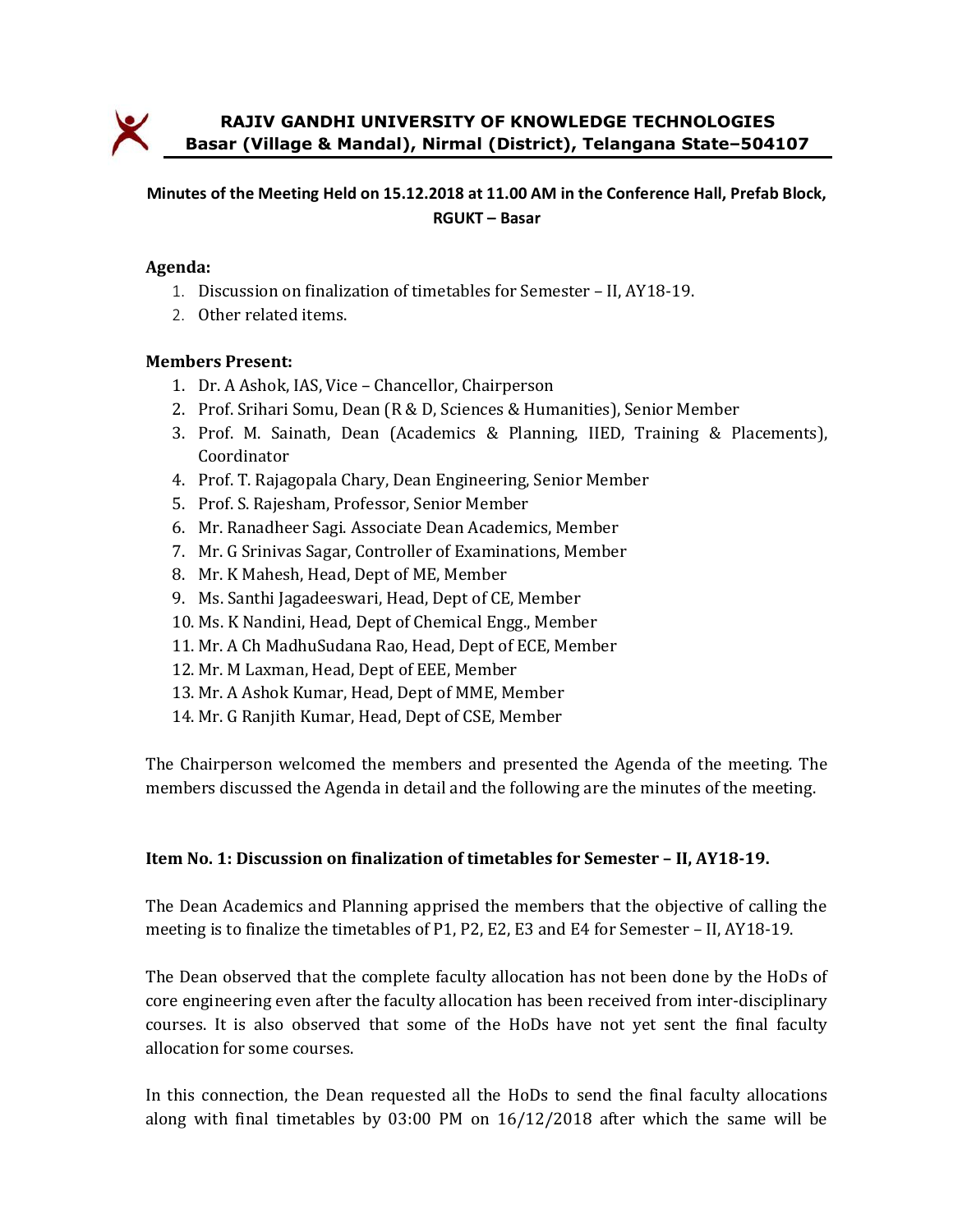**RAJIV GANDHI UNIVERSITY OF KNOWLEDGE TECHNOLOGIES**
**Basar (Village & Mandal), Nirmal (District), Telangana State–504107**

**Minutes of the Meeting Held on 15.12.2018 at 11.00 AM in the Conference Hall, Prefab Block, RGUKT – Basar**

**Agenda:**

1. Discussion on finalization of timetables for Semester – II, AY18-19.
2. Other related items.

**Members Present:**

1. Dr. A Ashok, IAS, Vice – Chancellor, Chairperson
2. Prof. Srihari Somu, Dean (R & D, Sciences & Humanities), Senior Member
3. Prof. M. Sainath, Dean (Academics & Planning, IIED, Training & Placements), Coordinator
4. Prof. T. Rajagopala Chary, Dean Engineering, Senior Member
5. Prof. S. Rajesham, Professor, Senior Member
6. Mr. Ranadheer Sagi. Associate Dean Academics, Member
7. Mr. G Srinivas Sagar, Controller of Examinations, Member
8. Mr. K Mahesh, Head, Dept of ME, Member
9. Ms. Santhi Jagadeeswari, Head, Dept of CE, Member
10. Ms. K Nandini, Head, Dept of Chemical Engg., Member
11. Mr. A Ch MadhuSudana Rao, Head, Dept of ECE, Member
12. Mr. M Laxman, Head, Dept of EEE, Member
13. Mr. A Ashok Kumar, Head, Dept of MME, Member
14. Mr. G Ranjith Kumar, Head, Dept of CSE, Member

The Chairperson welcomed the members and presented the Agenda of the meeting. The members discussed the Agenda in detail and the following are the minutes of the meeting.

**Item No. 1: Discussion on finalization of timetables for Semester – II, AY18-19.**

The Dean Academics and Planning apprised the members that the objective of calling the meeting is to finalize the timetables of P1, P2, E2, E3 and E4 for Semester – II, AY18-19.

The Dean observed that the complete faculty allocation has not been done by the HoDs of core engineering even after the faculty allocation has been received from inter-disciplinary courses. It is also observed that some of the HoDs have not yet sent the final faculty allocation for some courses.

In this connection, the Dean requested all the HoDs to send the final faculty allocations along with final timetables by 03:00 PM on 16/12/2018 after which the same will be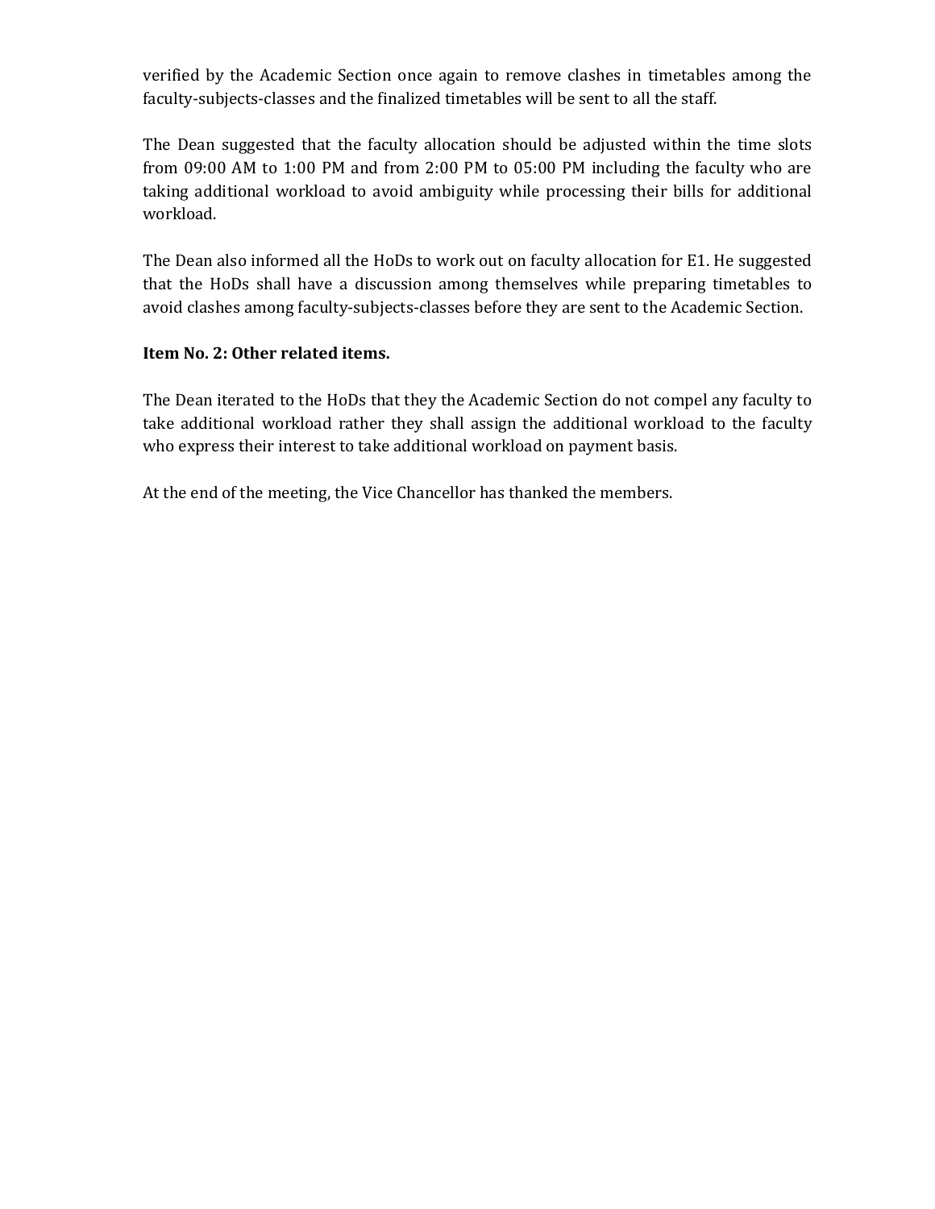verified by the Academic Section once again to remove clashes in timetables among the faculty-subjects-classes and the finalized timetables will be sent to all the staff.

The Dean suggested that the faculty allocation should be adjusted within the time slots from 09:00 AM to 1:00 PM and from 2:00 PM to 05:00 PM including the faculty who are taking additional workload to avoid ambiguity while processing their bills for additional workload.

The Dean also informed all the HoDs to work out on faculty allocation for E1. He suggested that the HoDs shall have a discussion among themselves while preparing timetables to avoid clashes among faculty-subjects-classes before they are sent to the Academic Section.

**Item No. 2: Other related items.**

The Dean iterated to the HoDs that they the Academic Section do not compel any faculty to take additional workload rather they shall assign the additional workload to the faculty who express their interest to take additional workload on payment basis.

At the end of the meeting, the Vice Chancellor has thanked the members.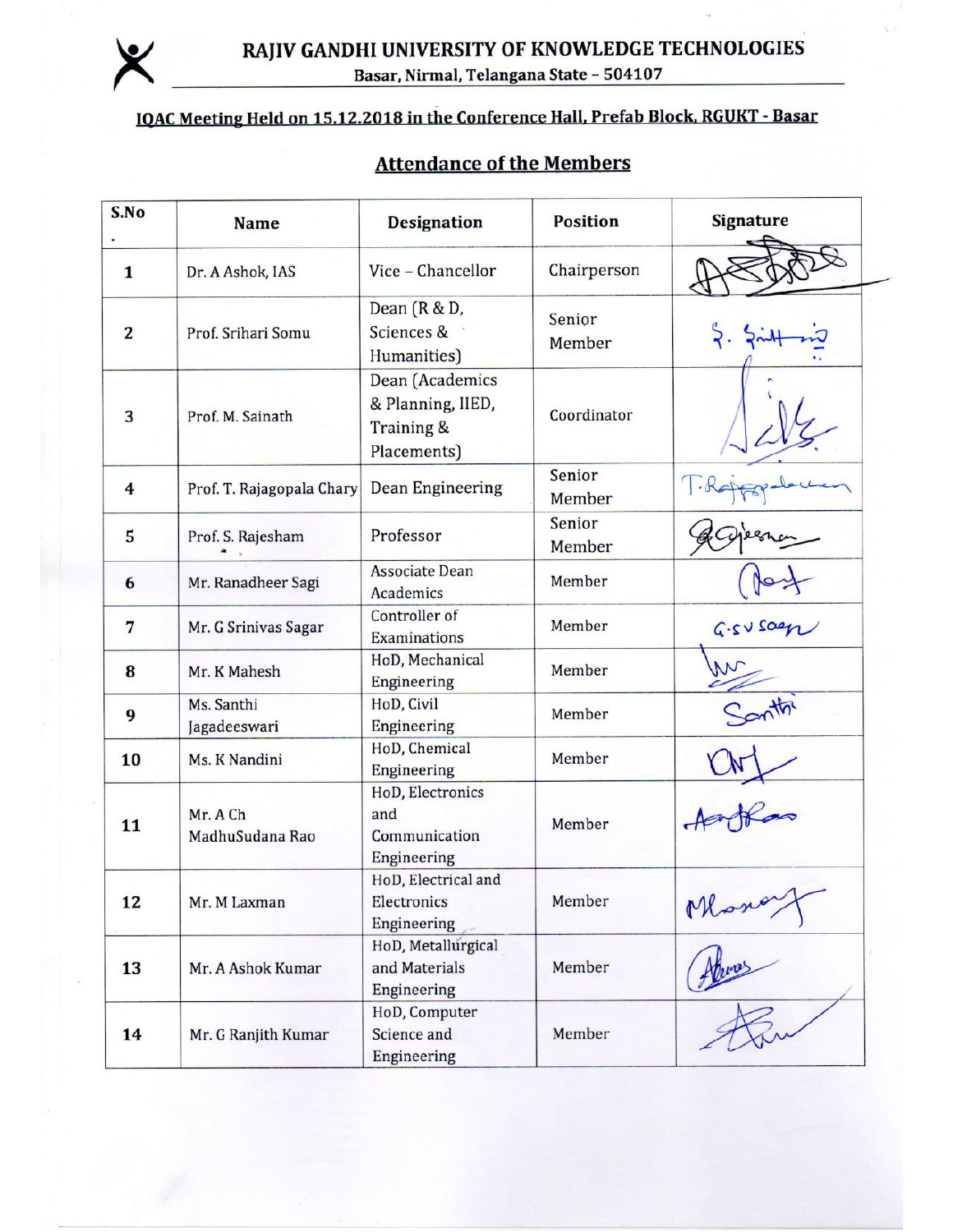# RAJIV GANDHI UNIVERSITY OF KNOWLEDGE TECHNOLOGIES

Basar, Nirmal, Telangana State – 504107

**IQAC Meeting Held on 15.12.2018 in the Conference Hall, Prefab Block, RGUKT - Basar**

## Attendance of the Members

| S.No. | Name | Designation | Position | Signature |
|---|---|---|---|---|
| 1 | Dr. A Ashok, IAS | Vice – Chancellor | Chairperson | Sd/- |
| 2 | Prof. Srihari Somu | Dean (R & D, Sciences & Humanities) | Senior Member | Sd/- |
| 3 | Prof. M. Sainath | Dean (Academics & Planning, IIED, Training & Placements) | Coordinator | Sd/- |
| 4 | Prof. T. Rajagopala Chary | Dean Engineering | Senior Member | Sd/- |
| 5 | Prof. S. Rajesham | Professor | Senior Member | Sd/- |
| 6 | Mr. Ranadheer Sagi | Associate Dean Academics | Member | Sd/- |
| 7 | Mr. G Srinivas Sagar | Controller of Examinations | Member | Sd/- |
| 8 | Mr. K Mahesh | HoD, Mechanical Engineering | Member | Sd/- |
| 9 | Ms. Santhi Jagadeeswari | HoD, Civil Engineering | Member | Sd/- |
| 10 | Ms. K Nandini | HoD, Chemical Engineering | Member | Sd/- |
| 11 | Mr. A Ch MadhuSudana Rao | HoD, Electronics and Communication Engineering | Member | Sd/- |
| 12 | Mr. M Laxman | HoD, Electrical and Electronics Engineering | Member | Sd/- |
| 13 | Mr. A Ashok Kumar | HoD, Metallurgical and Materials Engineering | Member | Sd/- |
| 14 | Mr. G Ranjith Kumar | HoD, Computer Science and Engineering | Member | Sd/- |